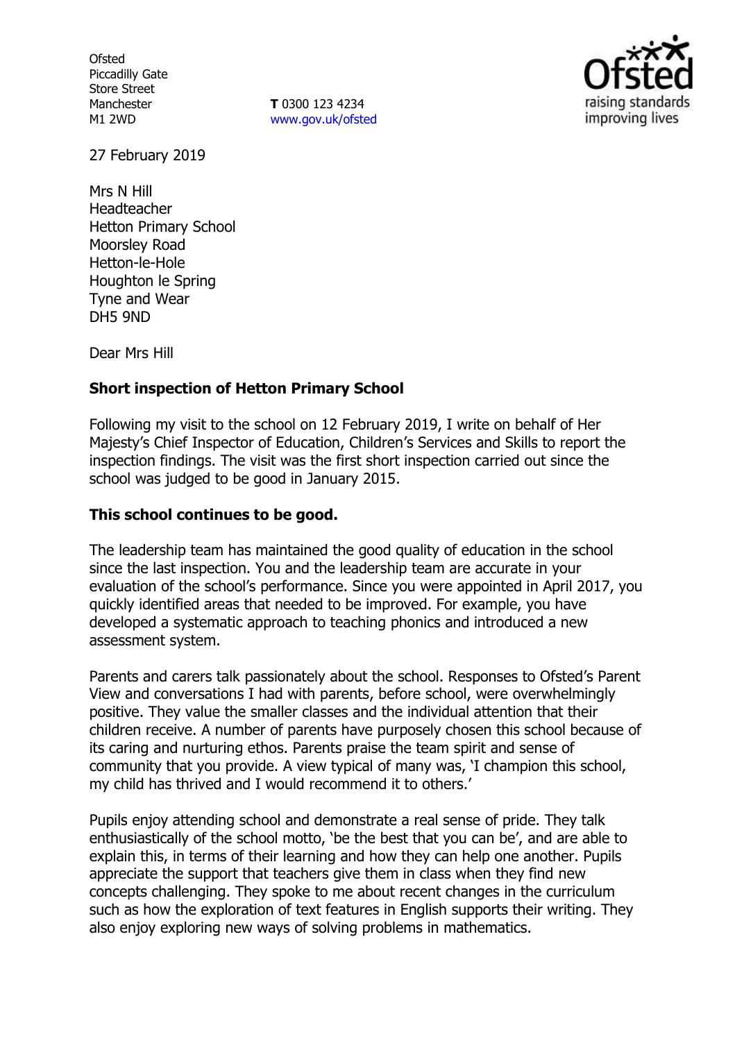Ofsted
Piccadilly Gate
Store Street
Manchester
M1 2WD

**T** 0300 123 4234
www.gov.uk/ofsted

27 February 2019

Mrs N Hill
Headteacher
Hetton Primary School
Moorsley Road
Hetton-le-Hole
Houghton le Spring
Tyne and Wear
DH5 9ND

Dear Mrs Hill

**Short inspection of Hetton Primary School**

Following my visit to the school on 12 February 2019, I write on behalf of Her Majesty's Chief Inspector of Education, Children's Services and Skills to report the inspection findings. The visit was the first short inspection carried out since the school was judged to be good in January 2015.

**This school continues to be good.**

The leadership team has maintained the good quality of education in the school since the last inspection. You and the leadership team are accurate in your evaluation of the school's performance. Since you were appointed in April 2017, you quickly identified areas that needed to be improved. For example, you have developed a systematic approach to teaching phonics and introduced a new assessment system.

Parents and carers talk passionately about the school. Responses to Ofsted's Parent View and conversations I had with parents, before school, were overwhelmingly positive. They value the smaller classes and the individual attention that their children receive. A number of parents have purposely chosen this school because of its caring and nurturing ethos. Parents praise the team spirit and sense of community that you provide. A view typical of many was, 'I champion this school, my child has thrived and I would recommend it to others.'

Pupils enjoy attending school and demonstrate a real sense of pride. They talk enthusiastically of the school motto, 'be the best that you can be', and are able to explain this, in terms of their learning and how they can help one another. Pupils appreciate the support that teachers give them in class when they find new concepts challenging. They spoke to me about recent changes in the curriculum such as how the exploration of text features in English supports their writing. They also enjoy exploring new ways of solving problems in mathematics.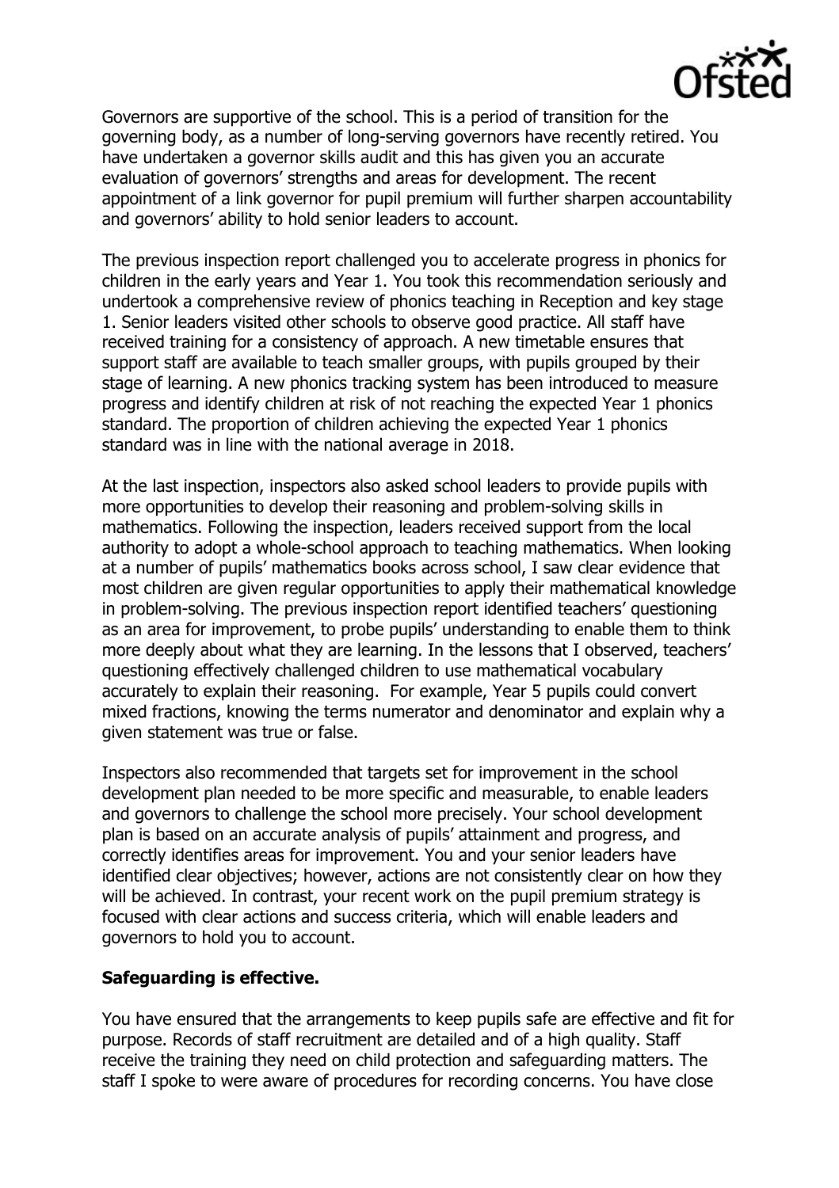Governors are supportive of the school. This is a period of transition for the governing body, as a number of long-serving governors have recently retired. You have undertaken a governor skills audit and this has given you an accurate evaluation of governors' strengths and areas for development. The recent appointment of a link governor for pupil premium will further sharpen accountability and governors' ability to hold senior leaders to account.

The previous inspection report challenged you to accelerate progress in phonics for children in the early years and Year 1. You took this recommendation seriously and undertook a comprehensive review of phonics teaching in Reception and key stage 1. Senior leaders visited other schools to observe good practice. All staff have received training for a consistency of approach. A new timetable ensures that support staff are available to teach smaller groups, with pupils grouped by their stage of learning. A new phonics tracking system has been introduced to measure progress and identify children at risk of not reaching the expected Year 1 phonics standard. The proportion of children achieving the expected Year 1 phonics standard was in line with the national average in 2018.

At the last inspection, inspectors also asked school leaders to provide pupils with more opportunities to develop their reasoning and problem-solving skills in mathematics. Following the inspection, leaders received support from the local authority to adopt a whole-school approach to teaching mathematics. When looking at a number of pupils' mathematics books across school, I saw clear evidence that most children are given regular opportunities to apply their mathematical knowledge in problem-solving. The previous inspection report identified teachers' questioning as an area for improvement, to probe pupils' understanding to enable them to think more deeply about what they are learning. In the lessons that I observed, teachers' questioning effectively challenged children to use mathematical vocabulary accurately to explain their reasoning. For example, Year 5 pupils could convert mixed fractions, knowing the terms numerator and denominator and explain why a given statement was true or false.

Inspectors also recommended that targets set for improvement in the school development plan needed to be more specific and measurable, to enable leaders and governors to challenge the school more precisely. Your school development plan is based on an accurate analysis of pupils' attainment and progress, and correctly identifies areas for improvement. You and your senior leaders have identified clear objectives; however, actions are not consistently clear on how they will be achieved. In contrast, your recent work on the pupil premium strategy is focused with clear actions and success criteria, which will enable leaders and governors to hold you to account.

**Safeguarding is effective.**

You have ensured that the arrangements to keep pupils safe are effective and fit for purpose. Records of staff recruitment are detailed and of a high quality. Staff receive the training they need on child protection and safeguarding matters. The staff I spoke to were aware of procedures for recording concerns. You have close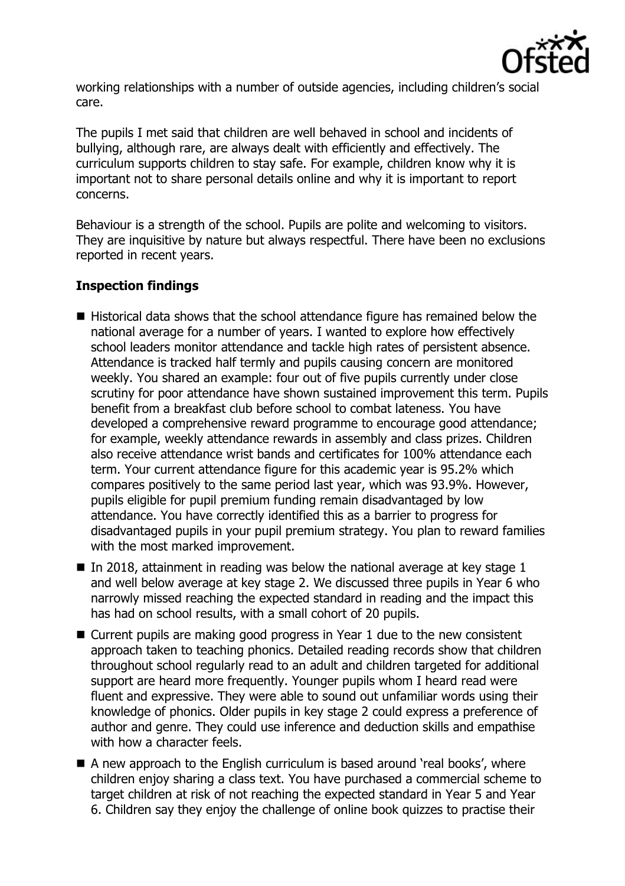working relationships with a number of outside agencies, including children's social care.

The pupils I met said that children are well behaved in school and incidents of bullying, although rare, are always dealt with efficiently and effectively. The curriculum supports children to stay safe. For example, children know why it is important not to share personal details online and why it is important to report concerns.

Behaviour is a strength of the school. Pupils are polite and welcoming to visitors. They are inquisitive by nature but always respectful. There have been no exclusions reported in recent years.

**Inspection findings**

- Historical data shows that the school attendance figure has remained below the national average for a number of years. I wanted to explore how effectively school leaders monitor attendance and tackle high rates of persistent absence. Attendance is tracked half termly and pupils causing concern are monitored weekly. You shared an example: four out of five pupils currently under close scrutiny for poor attendance have shown sustained improvement this term. Pupils benefit from a breakfast club before school to combat lateness. You have developed a comprehensive reward programme to encourage good attendance; for example, weekly attendance rewards in assembly and class prizes. Children also receive attendance wrist bands and certificates for 100% attendance each term. Your current attendance figure for this academic year is 95.2% which compares positively to the same period last year, which was 93.9%. However, pupils eligible for pupil premium funding remain disadvantaged by low attendance. You have correctly identified this as a barrier to progress for disadvantaged pupils in your pupil premium strategy. You plan to reward families with the most marked improvement.
- In 2018, attainment in reading was below the national average at key stage 1 and well below average at key stage 2. We discussed three pupils in Year 6 who narrowly missed reaching the expected standard in reading and the impact this has had on school results, with a small cohort of 20 pupils.
- Current pupils are making good progress in Year 1 due to the new consistent approach taken to teaching phonics. Detailed reading records show that children throughout school regularly read to an adult and children targeted for additional support are heard more frequently. Younger pupils whom I heard read were fluent and expressive. They were able to sound out unfamiliar words using their knowledge of phonics. Older pupils in key stage 2 could express a preference of author and genre. They could use inference and deduction skills and empathise with how a character feels.
- A new approach to the English curriculum is based around 'real books', where children enjoy sharing a class text. You have purchased a commercial scheme to target children at risk of not reaching the expected standard in Year 5 and Year 6. Children say they enjoy the challenge of online book quizzes to practise their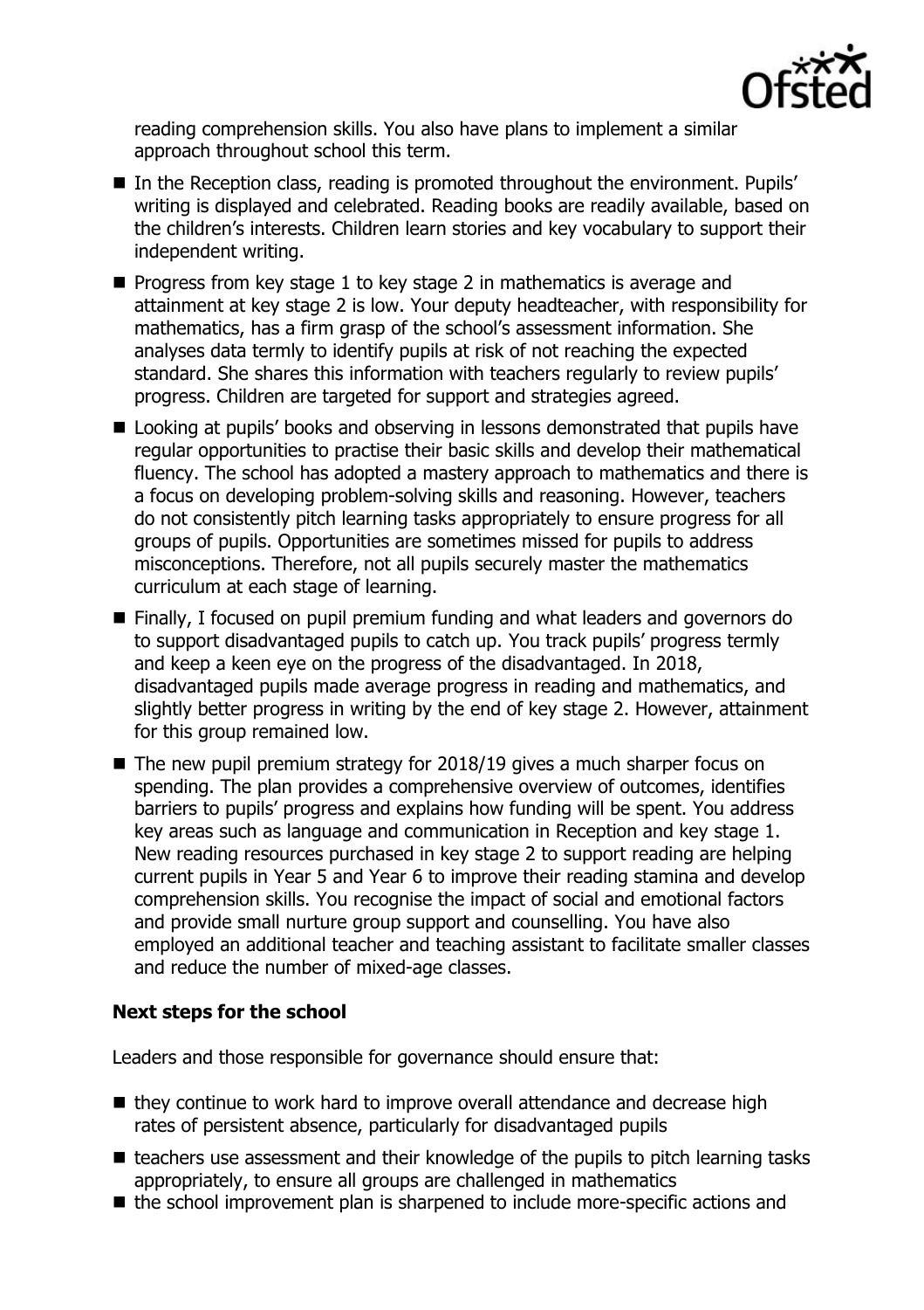reading comprehension skills. You also have plans to implement a similar approach throughout school this term.

- In the Reception class, reading is promoted throughout the environment. Pupils' writing is displayed and celebrated. Reading books are readily available, based on the children's interests. Children learn stories and key vocabulary to support their independent writing.
- Progress from key stage 1 to key stage 2 in mathematics is average and attainment at key stage 2 is low. Your deputy headteacher, with responsibility for mathematics, has a firm grasp of the school's assessment information. She analyses data termly to identify pupils at risk of not reaching the expected standard. She shares this information with teachers regularly to review pupils' progress. Children are targeted for support and strategies agreed.
- Looking at pupils' books and observing in lessons demonstrated that pupils have regular opportunities to practise their basic skills and develop their mathematical fluency. The school has adopted a mastery approach to mathematics and there is a focus on developing problem-solving skills and reasoning. However, teachers do not consistently pitch learning tasks appropriately to ensure progress for all groups of pupils. Opportunities are sometimes missed for pupils to address misconceptions. Therefore, not all pupils securely master the mathematics curriculum at each stage of learning.
- Finally, I focused on pupil premium funding and what leaders and governors do to support disadvantaged pupils to catch up. You track pupils' progress termly and keep a keen eye on the progress of the disadvantaged. In 2018, disadvantaged pupils made average progress in reading and mathematics, and slightly better progress in writing by the end of key stage 2. However, attainment for this group remained low.
- The new pupil premium strategy for 2018/19 gives a much sharper focus on spending. The plan provides a comprehensive overview of outcomes, identifies barriers to pupils' progress and explains how funding will be spent. You address key areas such as language and communication in Reception and key stage 1. New reading resources purchased in key stage 2 to support reading are helping current pupils in Year 5 and Year 6 to improve their reading stamina and develop comprehension skills. You recognise the impact of social and emotional factors and provide small nurture group support and counselling. You have also employed an additional teacher and teaching assistant to facilitate smaller classes and reduce the number of mixed-age classes.

## Next steps for the school

Leaders and those responsible for governance should ensure that:

- they continue to work hard to improve overall attendance and decrease high rates of persistent absence, particularly for disadvantaged pupils
- teachers use assessment and their knowledge of the pupils to pitch learning tasks appropriately, to ensure all groups are challenged in mathematics
- the school improvement plan is sharpened to include more-specific actions and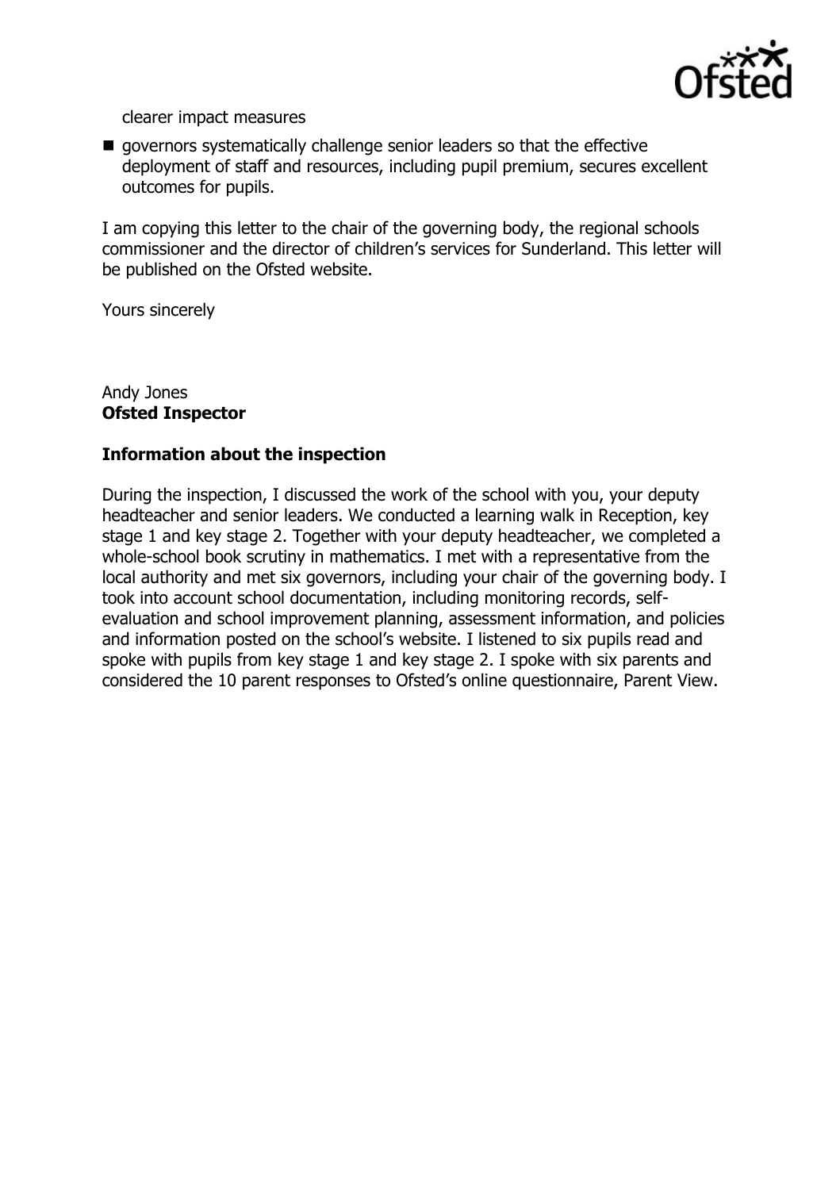clearer impact measures

- governors systematically challenge senior leaders so that the effective deployment of staff and resources, including pupil premium, secures excellent outcomes for pupils.

I am copying this letter to the chair of the governing body, the regional schools commissioner and the director of children's services for Sunderland. This letter will be published on the Ofsted website.

Yours sincerely

Andy Jones
**Ofsted Inspector**

### Information about the inspection

During the inspection, I discussed the work of the school with you, your deputy headteacher and senior leaders. We conducted a learning walk in Reception, key stage 1 and key stage 2. Together with your deputy headteacher, we completed a whole-school book scrutiny in mathematics. I met with a representative from the local authority and met six governors, including your chair of the governing body. I took into account school documentation, including monitoring records, self-evaluation and school improvement planning, assessment information, and policies and information posted on the school's website. I listened to six pupils read and spoke with pupils from key stage 1 and key stage 2. I spoke with six parents and considered the 10 parent responses to Ofsted's online questionnaire, Parent View.